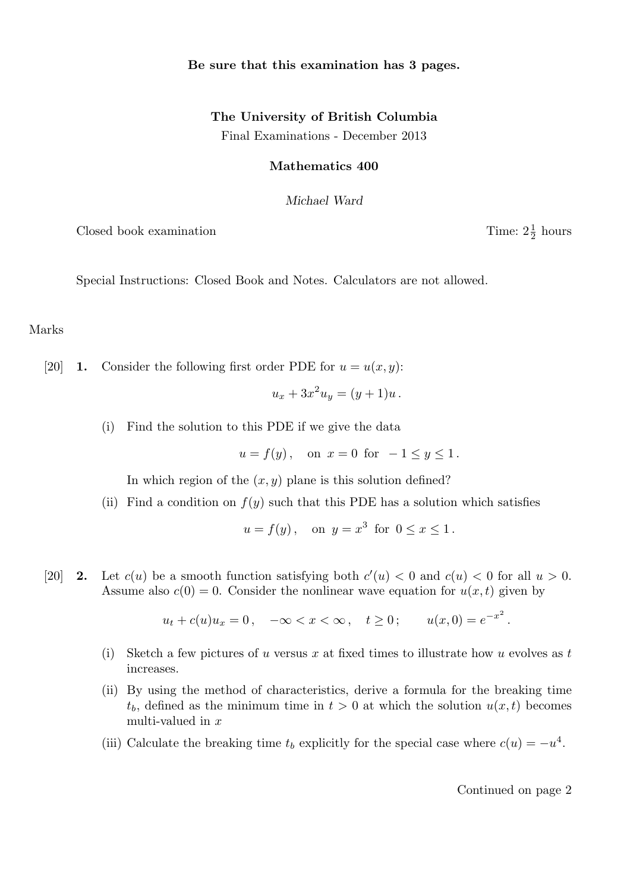**Be sure that this examination has 3 pages.**

**The University of British Columbia**

Final Examinations - December 2013

**Mathematics 400**

*Michael Ward*

Closed book examination — Time: $2\frac{1}{2}$ hours

Special Instructions: Closed Book and Notes. Calculators are not allowed.

Marks

[20] **1.** Consider the following first order PDE for $u = u(x, y)$:

$$u_x + 3x^2 u_y = (y + 1)u .$$

(i) Find the solution to this PDE if we give the data

$$u = f(y) , \quad \text{on } x = 0 \text{ for } -1 \leq y \leq 1 .$$

In which region of the $(x, y)$ plane is this solution defined?

(ii) Find a condition on $f(y)$ such that this PDE has a solution which satisfies

$$u = f(y) , \quad \text{on } y = x^3 \text{ for } 0 \leq x \leq 1 .$$

[20] **2.** Let $c(u)$ be a smooth function satisfying both $c'(u) < 0$ and $c(u) < 0$ for all $u > 0$. Assume also $c(0) = 0$. Consider the nonlinear wave equation for $u(x, t)$ given by

$$u_t + c(u)u_x = 0 , \quad -\infty < x < \infty , \quad t \geq 0 ; \qquad u(x, 0) = e^{-x^2} .$$

(i) Sketch a few pictures of $u$ versus $x$ at fixed times to illustrate how $u$ evolves as $t$ increases.

(ii) By using the method of characteristics, derive a formula for the breaking time $t_b$, defined as the minimum time in $t > 0$ at which the solution $u(x, t)$ becomes multi-valued in $x$

(iii) Calculate the breaking time $t_b$ explicitly for the special case where $c(u) = -u^4$.

Continued on page 2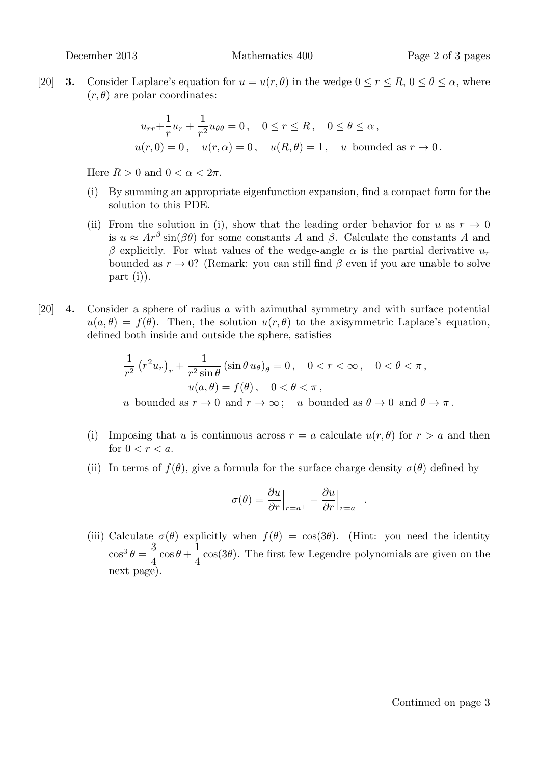[20] **3.** Consider Laplace's equation for $u = u(r, \theta)$ in the wedge $0 \le r \le R$, $0 \le \theta \le \alpha$, where $(r, \theta)$ are polar coordinates:

$$
\begin{gathered}
u_{rr} + \frac{1}{r} u_r + \frac{1}{r^2} u_{\theta\theta} = 0 \,, \quad 0 \le r \le R \,, \quad 0 \le \theta \le \alpha \,, \\
u(r, 0) = 0 \,, \quad u(r, \alpha) = 0 \,, \quad u(R, \theta) = 1 \,, \quad u \text{ bounded as } r \to 0 \,.
\end{gathered}
$$

Here $R > 0$ and $0 < \alpha < 2\pi$.

(i) By summing an appropriate eigenfunction expansion, find a compact form for the solution to this PDE.

(ii) From the solution in (i), show that the leading order behavior for $u$ as $r \to 0$ is $u \approx A r^{\beta} \sin(\beta\theta)$ for some constants $A$ and $\beta$. Calculate the constants $A$ and $\beta$ explicitly. For what values of the wedge-angle $\alpha$ is the partial derivative $u_r$ bounded as $r \to 0$? (Remark: you can still find $\beta$ even if you are unable to solve part (i)).

[20] **4.** Consider a sphere of radius $a$ with azimuthal symmetry and with surface potential $u(a, \theta) = f(\theta)$. Then, the solution $u(r, \theta)$ to the axisymmetric Laplace's equation, defined both inside and outside the sphere, satisfies

$$
\begin{gathered}
\frac{1}{r^2} \left( r^2 u_r \right)_r + \frac{1}{r^2 \sin\theta} \left( \sin\theta \, u_\theta \right)_\theta = 0 \,, \quad 0 < r < \infty \,, \quad 0 < \theta < \pi \,, \\
u(a, \theta) = f(\theta) \,, \quad 0 < \theta < \pi \,, \\
u \text{ bounded as } r \to 0 \text{ and } r \to \infty \,; \quad u \text{ bounded as } \theta \to 0 \text{ and } \theta \to \pi \,.
\end{gathered}
$$

(i) Imposing that $u$ is continuous across $r = a$ calculate $u(r, \theta)$ for $r > a$ and then for $0 < r < a$.

(ii) In terms of $f(\theta)$, give a formula for the surface charge density $\sigma(\theta)$ defined by

$$
\sigma(\theta) = \frac{\partial u}{\partial r}\Big|_{r=a^+} - \frac{\partial u}{\partial r}\Big|_{r=a^-} \,.
$$

(iii) Calculate $\sigma(\theta)$ explicitly when $f(\theta) = \cos(3\theta)$. (Hint: you need the identity $\cos^3\theta = \dfrac{3}{4}\cos\theta + \dfrac{1}{4}\cos(3\theta)$. The first few Legendre polynomials are given on the next page).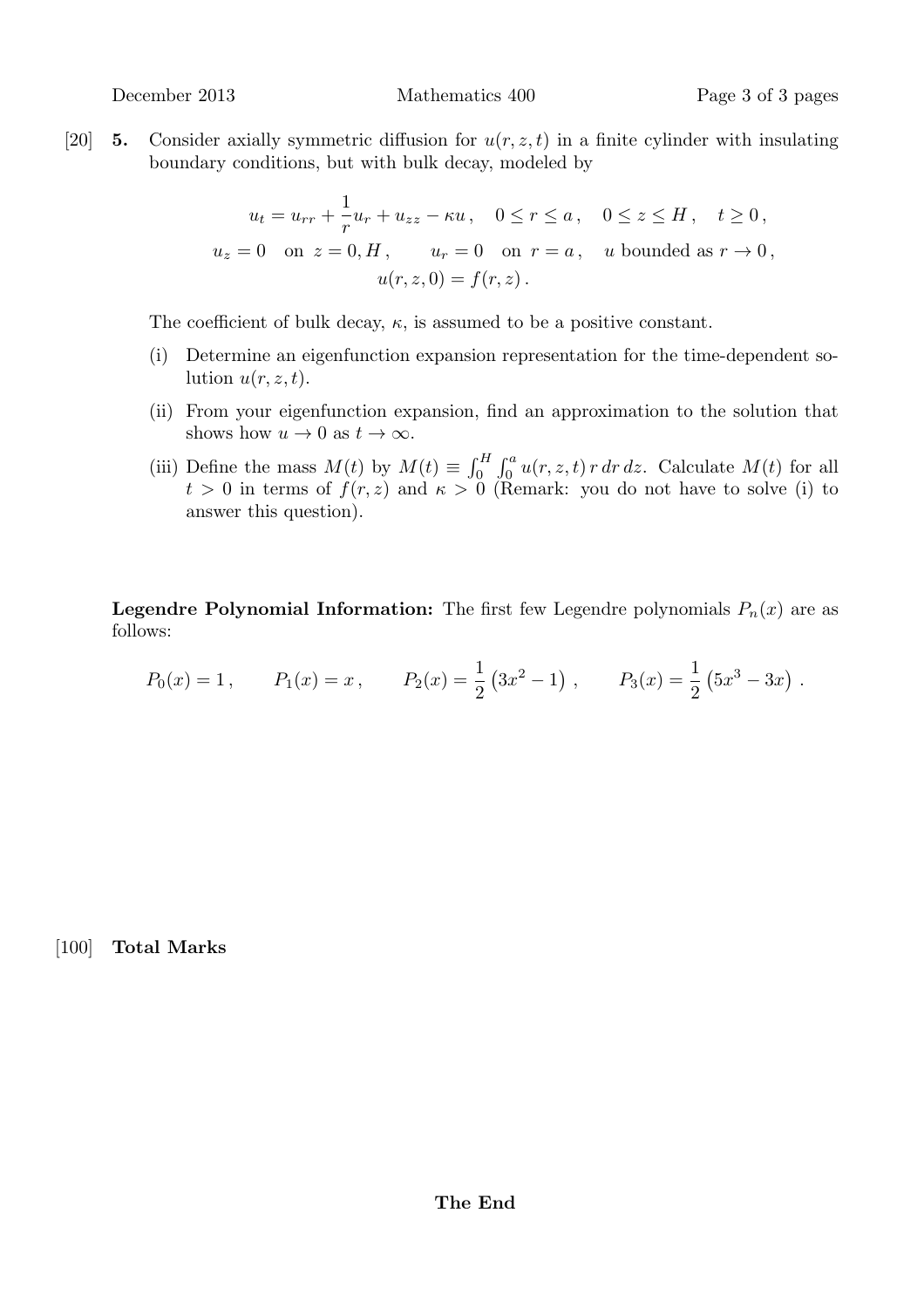[20] **5.** Consider axially symmetric diffusion for $u(r, z, t)$ in a finite cylinder with insulating boundary conditions, but with bulk decay, modeled by

$$u_t = u_{rr} + \frac{1}{r} u_r + u_{zz} - \kappa u \,, \quad 0 \le r \le a \,, \quad 0 \le z \le H \,, \quad t \ge 0 \,,$$

$$u_z = 0 \quad \text{on } z = 0, H \,, \qquad u_r = 0 \quad \text{on } r = a \,, \quad u \text{ bounded as } r \to 0 \,,$$

$$u(r, z, 0) = f(r, z) \,.$$

The coefficient of bulk decay, $\kappa$, is assumed to be a positive constant.

(i) Determine an eigenfunction expansion representation for the time-dependent solution $u(r, z, t)$.

(ii) From your eigenfunction expansion, find an approximation to the solution that shows how $u \to 0$ as $t \to \infty$.

(iii) Define the mass $M(t)$ by $M(t) \equiv \int_0^H \int_0^a u(r, z, t)\, r \, dr \, dz$. Calculate $M(t)$ for all $t > 0$ in terms of $f(r, z)$ and $\kappa > 0$ (Remark: you do not have to solve (i) to answer this question).

**Legendre Polynomial Information:** The first few Legendre polynomials $P_n(x)$ are as follows:

$$P_0(x) = 1 \,, \qquad P_1(x) = x \,, \qquad P_2(x) = \frac{1}{2}\left(3x^2 - 1\right) \,, \qquad P_3(x) = \frac{1}{2}\left(5x^3 - 3x\right) \,.$$

[100] **Total Marks**

**The End**